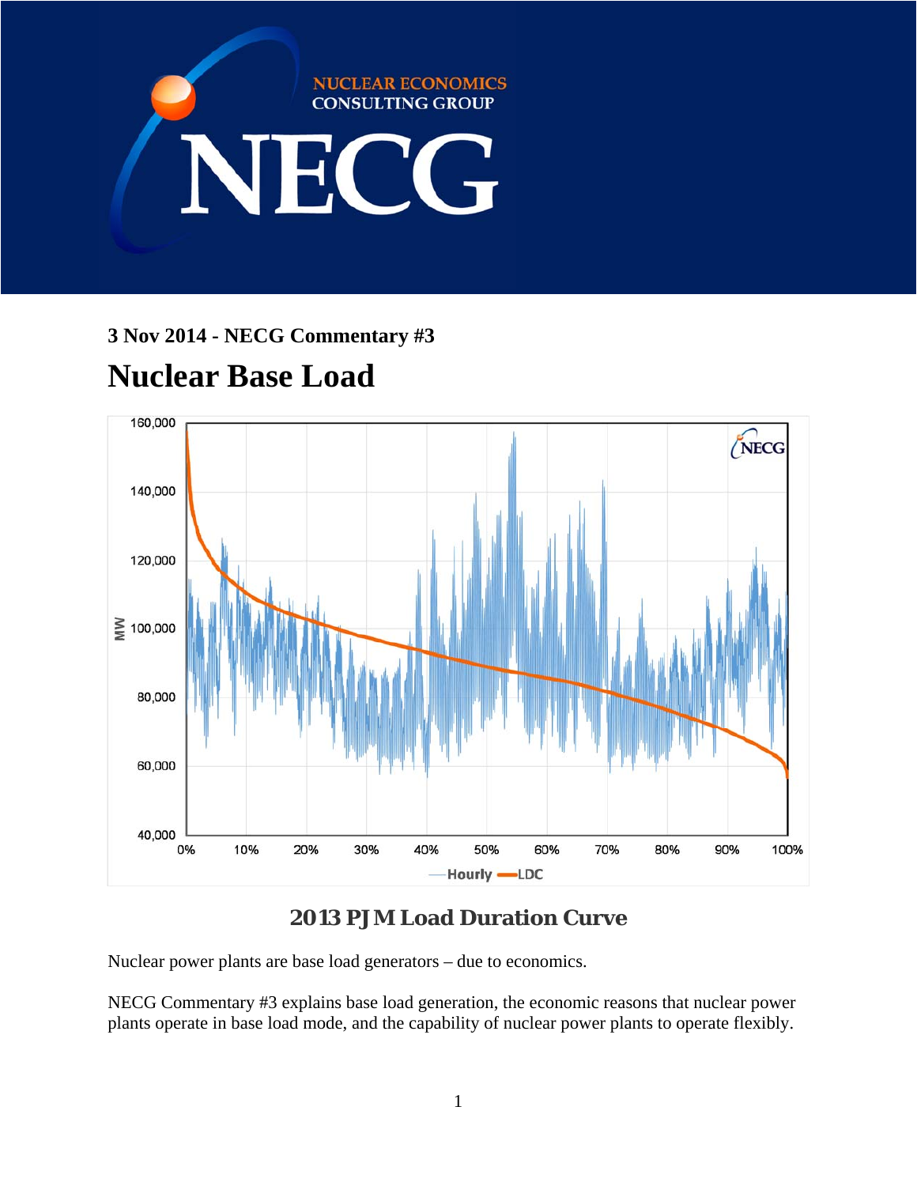3 Nov 2014 - NECG Commentary #3

# Nuclear Base Load

## 2013 PJM Load Duration Curve

Nuclear power plants are base load generators – due to economics.

NECG Commentary #3 explains base load generation, the economic reasons that nuclear power plants operate in base load mode, and the capability of nuclear power plants to operate flexibly.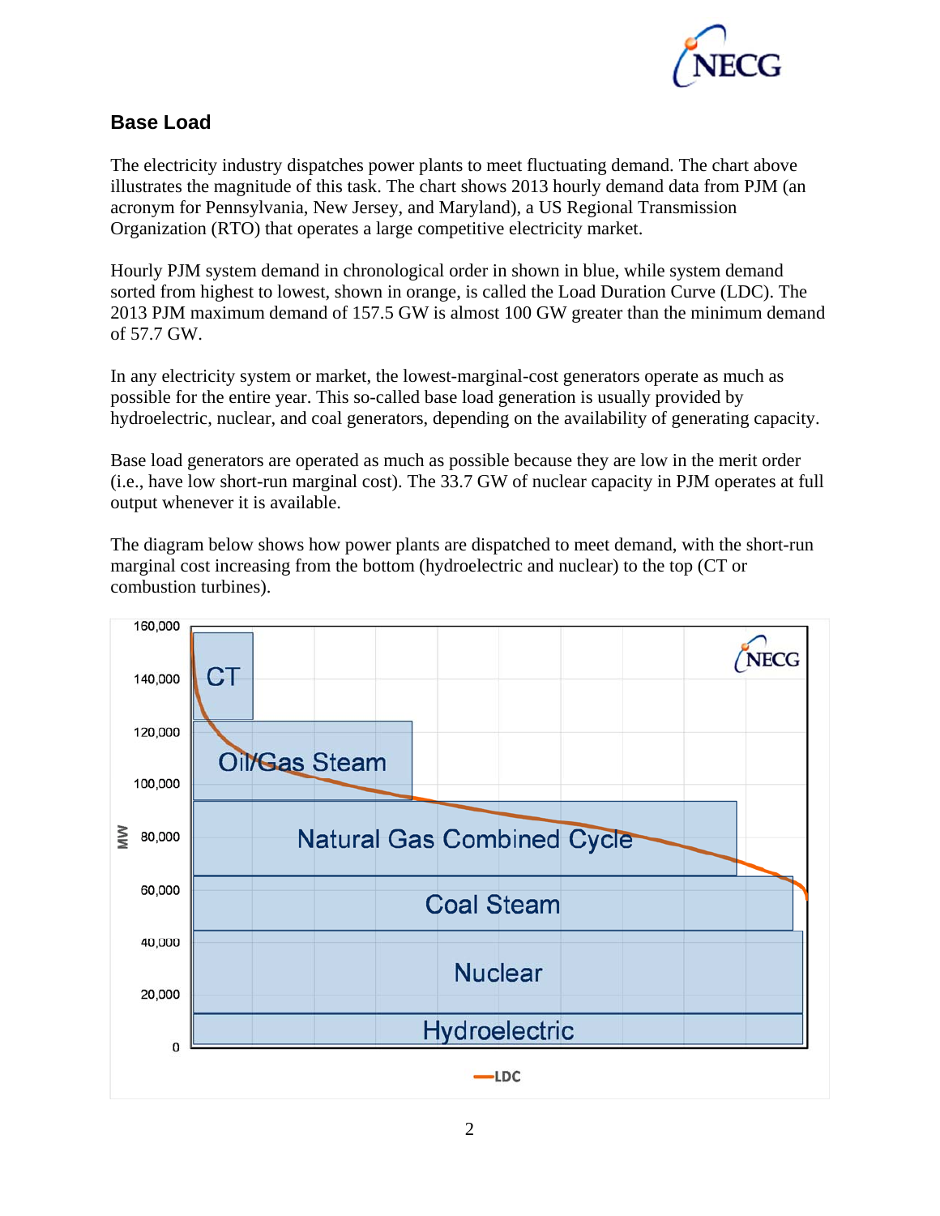## Base Load

The electricity industry dispatches power plants to meet fluctuating demand. The chart above illustrates the magnitude of this task. The chart shows 2013 hourly demand data from PJM (an acronym for Pennsylvania, New Jersey, and Maryland), a US Regional Transmission Organization (RTO) that operates a large competitive electricity market.

Hourly PJM system demand in chronological order in shown in blue, while system demand sorted from highest to lowest, shown in orange, is called the Load Duration Curve (LDC). The 2013 PJM maximum demand of 157.5 GW is almost 100 GW greater than the minimum demand of 57.7 GW.

In any electricity system or market, the lowest-marginal-cost generators operate as much as possible for the entire year. This so-called base load generation is usually provided by hydroelectric, nuclear, and coal generators, depending on the availability of generating capacity.

Base load generators are operated as much as possible because they are low in the merit order (i.e., have low short-run marginal cost). The 33.7 GW of nuclear capacity in PJM operates at full output whenever it is available.

The diagram below shows how power plants are dispatched to meet demand, with the short-run marginal cost increasing from the bottom (hydroelectric and nuclear) to the top (CT or combustion turbines).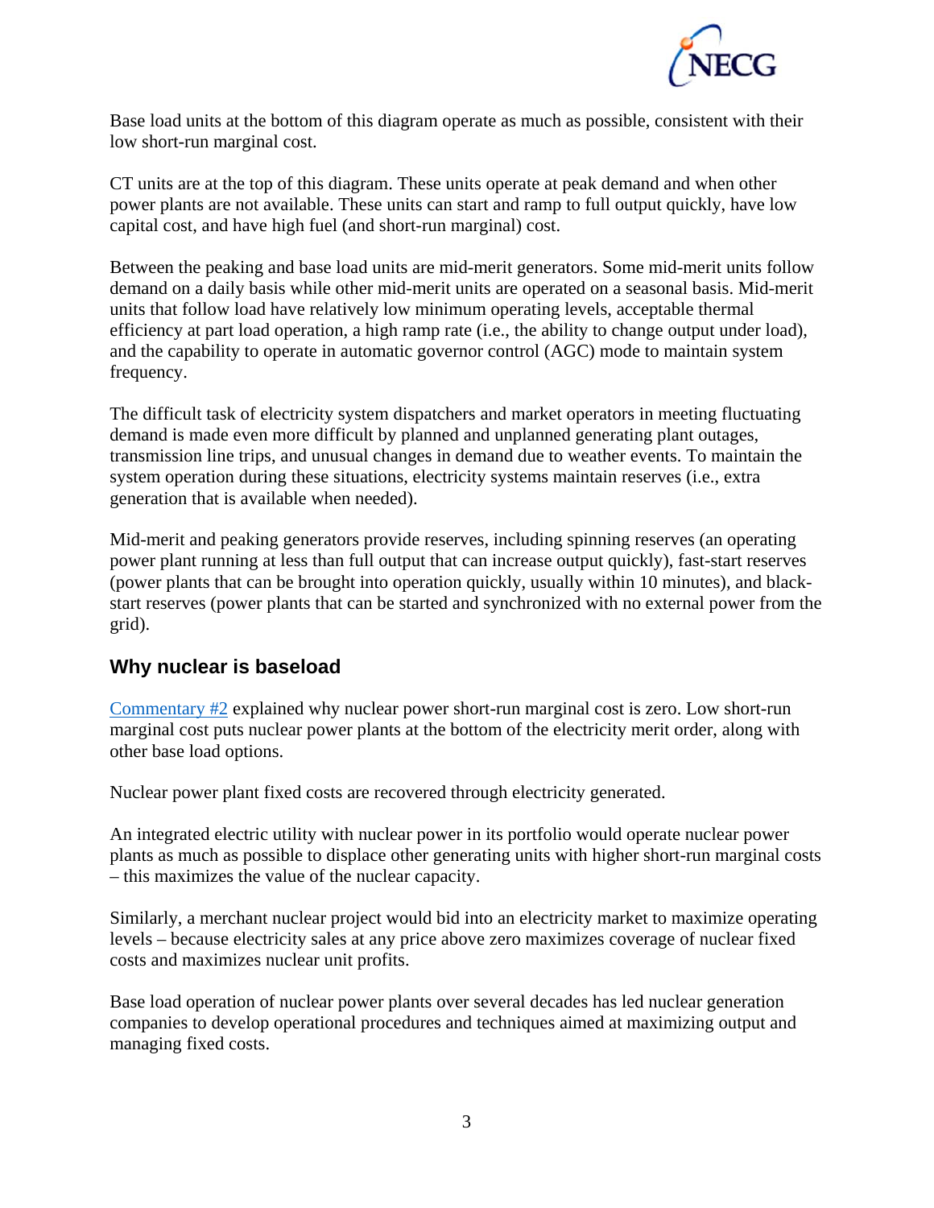Base load units at the bottom of this diagram operate as much as possible, consistent with their low short-run marginal cost.

CT units are at the top of this diagram. These units operate at peak demand and when other power plants are not available. These units can start and ramp to full output quickly, have low capital cost, and have high fuel (and short-run marginal) cost.

Between the peaking and base load units are mid-merit generators. Some mid-merit units follow demand on a daily basis while other mid-merit units are operated on a seasonal basis. Mid-merit units that follow load have relatively low minimum operating levels, acceptable thermal efficiency at part load operation, a high ramp rate (i.e., the ability to change output under load), and the capability to operate in automatic governor control (AGC) mode to maintain system frequency.

The difficult task of electricity system dispatchers and market operators in meeting fluctuating demand is made even more difficult by planned and unplanned generating plant outages, transmission line trips, and unusual changes in demand due to weather events. To maintain the system operation during these situations, electricity systems maintain reserves (i.e., extra generation that is available when needed).

Mid-merit and peaking generators provide reserves, including spinning reserves (an operating power plant running at less than full output that can increase output quickly), fast-start reserves (power plants that can be brought into operation quickly, usually within 10 minutes), and black-start reserves (power plants that can be started and synchronized with no external power from the grid).

## Why nuclear is baseload

Commentary #2 explained why nuclear power short-run marginal cost is zero. Low short-run marginal cost puts nuclear power plants at the bottom of the electricity merit order, along with other base load options.

Nuclear power plant fixed costs are recovered through electricity generated.

An integrated electric utility with nuclear power in its portfolio would operate nuclear power plants as much as possible to displace other generating units with higher short-run marginal costs – this maximizes the value of the nuclear capacity.

Similarly, a merchant nuclear project would bid into an electricity market to maximize operating levels – because electricity sales at any price above zero maximizes coverage of nuclear fixed costs and maximizes nuclear unit profits.

Base load operation of nuclear power plants over several decades has led nuclear generation companies to develop operational procedures and techniques aimed at maximizing output and managing fixed costs.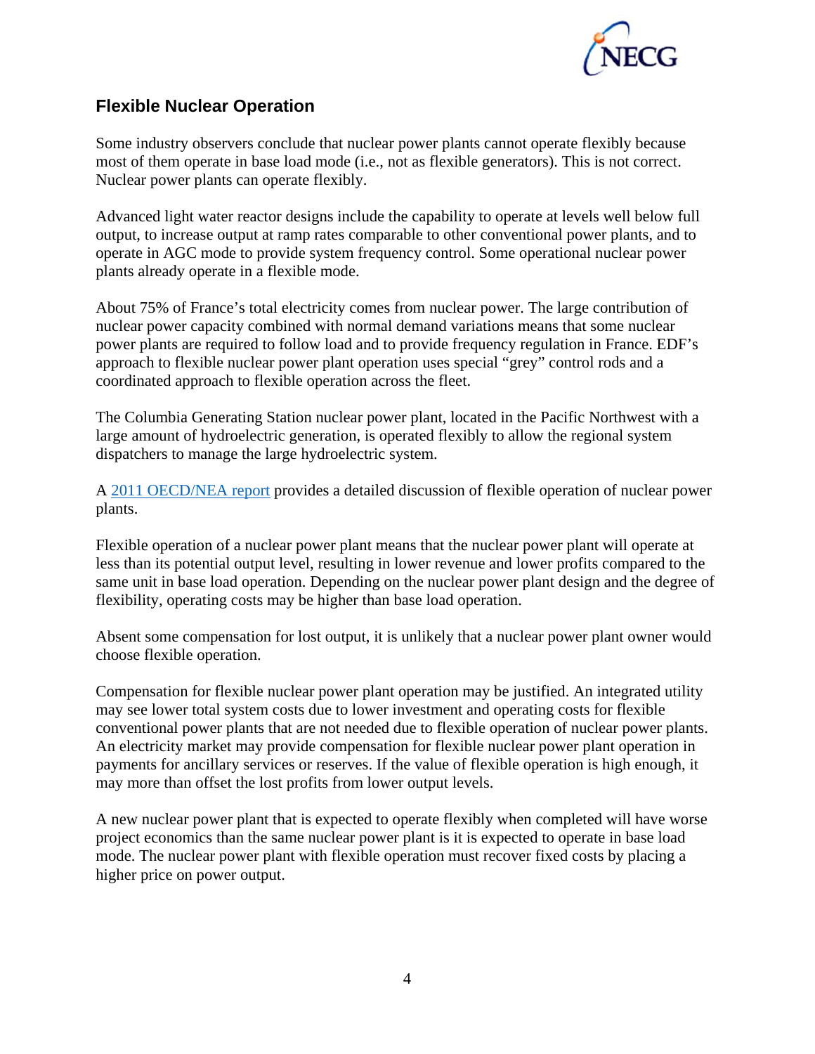## Flexible Nuclear Operation

Some industry observers conclude that nuclear power plants cannot operate flexibly because most of them operate in base load mode (i.e., not as flexible generators). This is not correct. Nuclear power plants can operate flexibly.

Advanced light water reactor designs include the capability to operate at levels well below full output, to increase output at ramp rates comparable to other conventional power plants, and to operate in AGC mode to provide system frequency control. Some operational nuclear power plants already operate in a flexible mode.

About 75% of France's total electricity comes from nuclear power. The large contribution of nuclear power capacity combined with normal demand variations means that some nuclear power plants are required to follow load and to provide frequency regulation in France. EDF's approach to flexible nuclear power plant operation uses special "grey" control rods and a coordinated approach to flexible operation across the fleet.

The Columbia Generating Station nuclear power plant, located in the Pacific Northwest with a large amount of hydroelectric generation, is operated flexibly to allow the regional system dispatchers to manage the large hydroelectric system.

A 2011 OECD/NEA report provides a detailed discussion of flexible operation of nuclear power plants.

Flexible operation of a nuclear power plant means that the nuclear power plant will operate at less than its potential output level, resulting in lower revenue and lower profits compared to the same unit in base load operation. Depending on the nuclear power plant design and the degree of flexibility, operating costs may be higher than base load operation.

Absent some compensation for lost output, it is unlikely that a nuclear power plant owner would choose flexible operation.

Compensation for flexible nuclear power plant operation may be justified. An integrated utility may see lower total system costs due to lower investment and operating costs for flexible conventional power plants that are not needed due to flexible operation of nuclear power plants. An electricity market may provide compensation for flexible nuclear power plant operation in payments for ancillary services or reserves. If the value of flexible operation is high enough, it may more than offset the lost profits from lower output levels.

A new nuclear power plant that is expected to operate flexibly when completed will have worse project economics than the same nuclear power plant is it is expected to operate in base load mode. The nuclear power plant with flexible operation must recover fixed costs by placing a higher price on power output.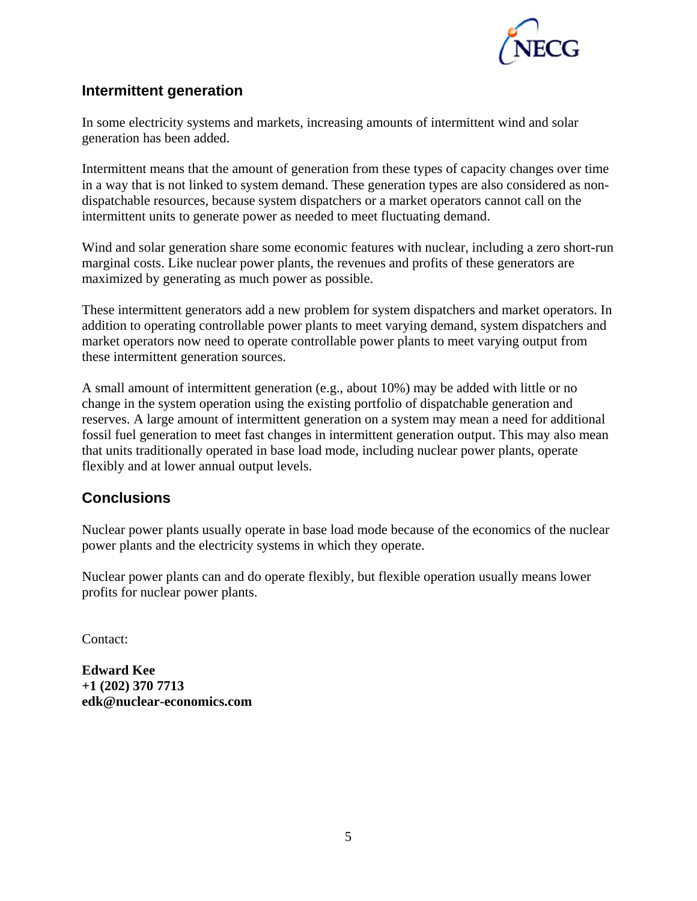## Intermittent generation

In some electricity systems and markets, increasing amounts of intermittent wind and solar generation has been added.

Intermittent means that the amount of generation from these types of capacity changes over time in a way that is not linked to system demand. These generation types are also considered as non-dispatchable resources, because system dispatchers or a market operators cannot call on the intermittent units to generate power as needed to meet fluctuating demand.

Wind and solar generation share some economic features with nuclear, including a zero short-run marginal costs. Like nuclear power plants, the revenues and profits of these generators are maximized by generating as much power as possible.

These intermittent generators add a new problem for system dispatchers and market operators. In addition to operating controllable power plants to meet varying demand, system dispatchers and market operators now need to operate controllable power plants to meet varying output from these intermittent generation sources.

A small amount of intermittent generation (e.g., about 10%) may be added with little or no change in the system operation using the existing portfolio of dispatchable generation and reserves. A large amount of intermittent generation on a system may mean a need for additional fossil fuel generation to meet fast changes in intermittent generation output. This may also mean that units traditionally operated in base load mode, including nuclear power plants, operate flexibly and at lower annual output levels.

## Conclusions

Nuclear power plants usually operate in base load mode because of the economics of the nuclear power plants and the electricity systems in which they operate.

Nuclear power plants can and do operate flexibly, but flexible operation usually means lower profits for nuclear power plants.

Contact:

**Edward Kee**
**+1 (202) 370 7713**
**edk@nuclear-economics.com**